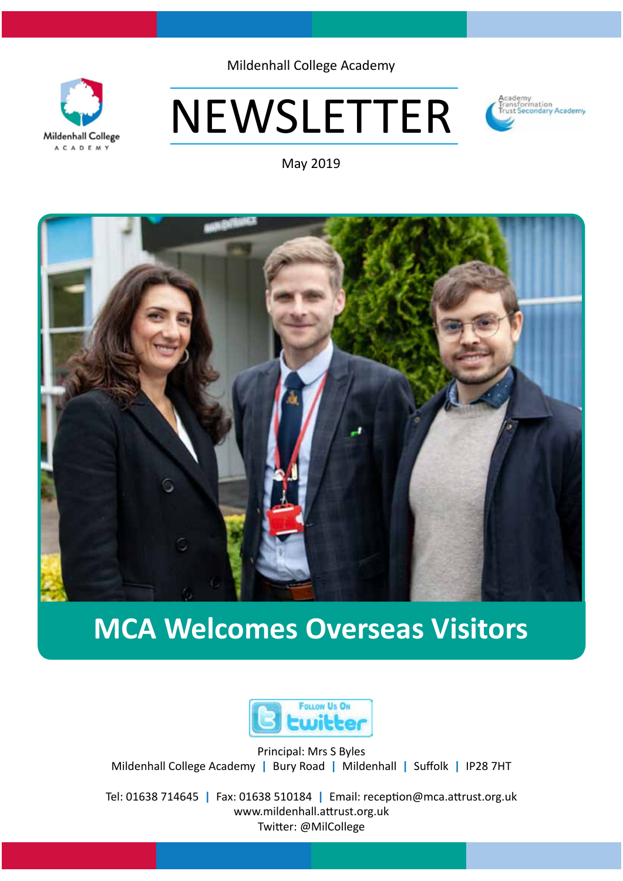Mildenhall College Academy

# NEWSLETTER

May 2019

## MCA Welcomes Overseas Visitors

Principal: Mrs S Byles

Mildenhall College Academy | Bury Road | Mildenhall | Suffolk | IP28 7HT

Tel: 01638 714645 | Fax: 01638 510184 | Email: reception@mca.attrust.org.uk

www.mildenhall.attrust.org.uk

Twitter: @MilCollege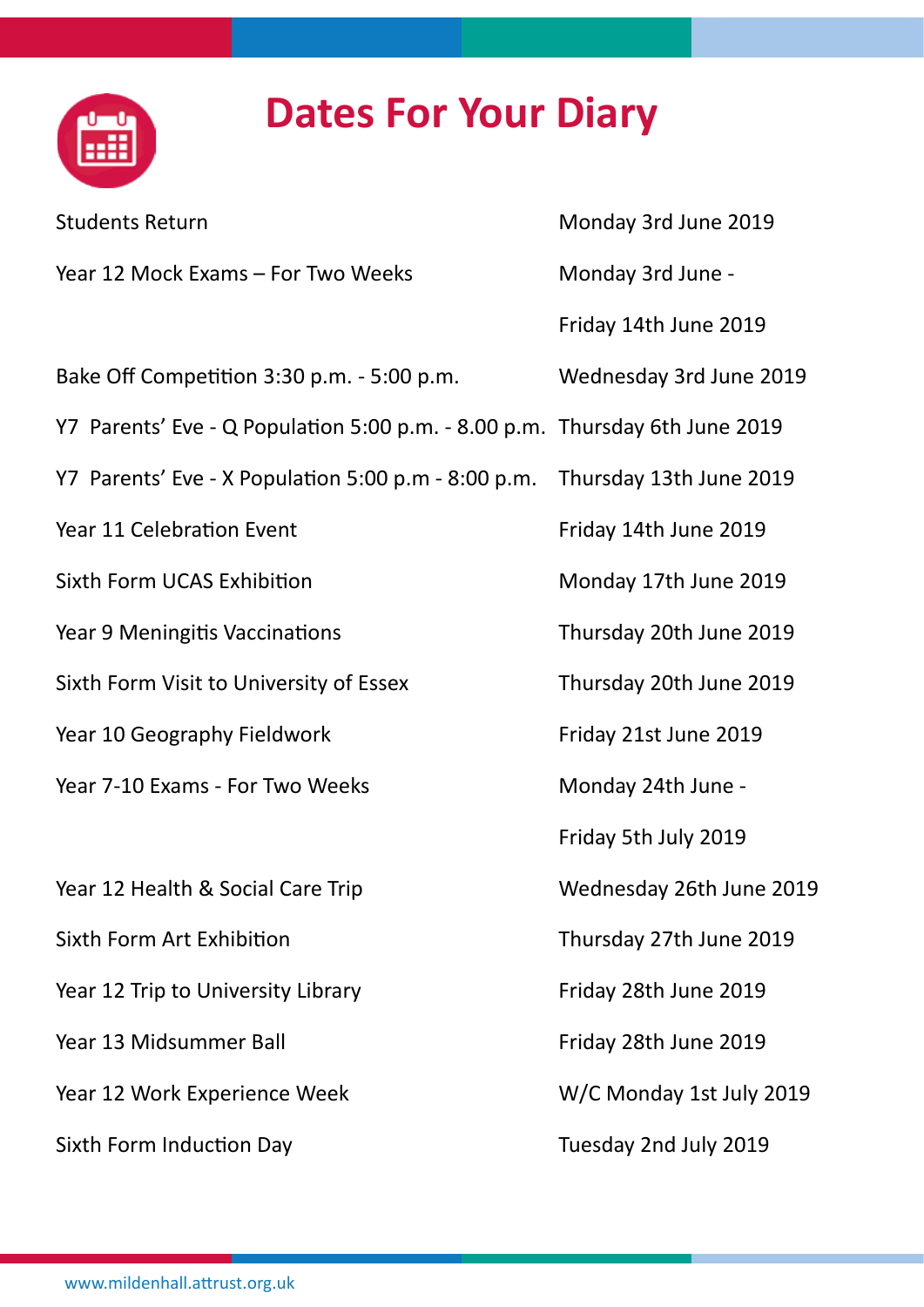# Dates For Your Diary

| | |
|---|---|
| Students Return | Monday 3rd June 2019 |
| Year 12 Mock Exams – For Two Weeks | Monday 3rd June - Friday 14th June 2019 |
| Bake Off Competition 3:30 p.m. - 5:00 p.m. | Wednesday 3rd June 2019 |
| Y7 Parents' Eve - Q Population 5:00 p.m. - 8.00 p.m. | Thursday 6th June 2019 |
| Y7 Parents' Eve - X Population 5:00 p.m - 8:00 p.m. | Thursday 13th June 2019 |
| Year 11 Celebration Event | Friday 14th June 2019 |
| Sixth Form UCAS Exhibition | Monday 17th June 2019 |
| Year 9 Meningitis Vaccinations | Thursday 20th June 2019 |
| Sixth Form Visit to University of Essex | Thursday 20th June 2019 |
| Year 10 Geography Fieldwork | Friday 21st June 2019 |
| Year 7-10 Exams - For Two Weeks | Monday 24th June - Friday 5th July 2019 |
| Year 12 Health & Social Care Trip | Wednesday 26th June 2019 |
| Sixth Form Art Exhibition | Thursday 27th June 2019 |
| Year 12 Trip to University Library | Friday 28th June 2019 |
| Year 13 Midsummer Ball | Friday 28th June 2019 |
| Year 12 Work Experience Week | W/C Monday 1st July 2019 |
| Sixth Form Induction Day | Tuesday 2nd July 2019 |

www.mildenhall.attrust.org.uk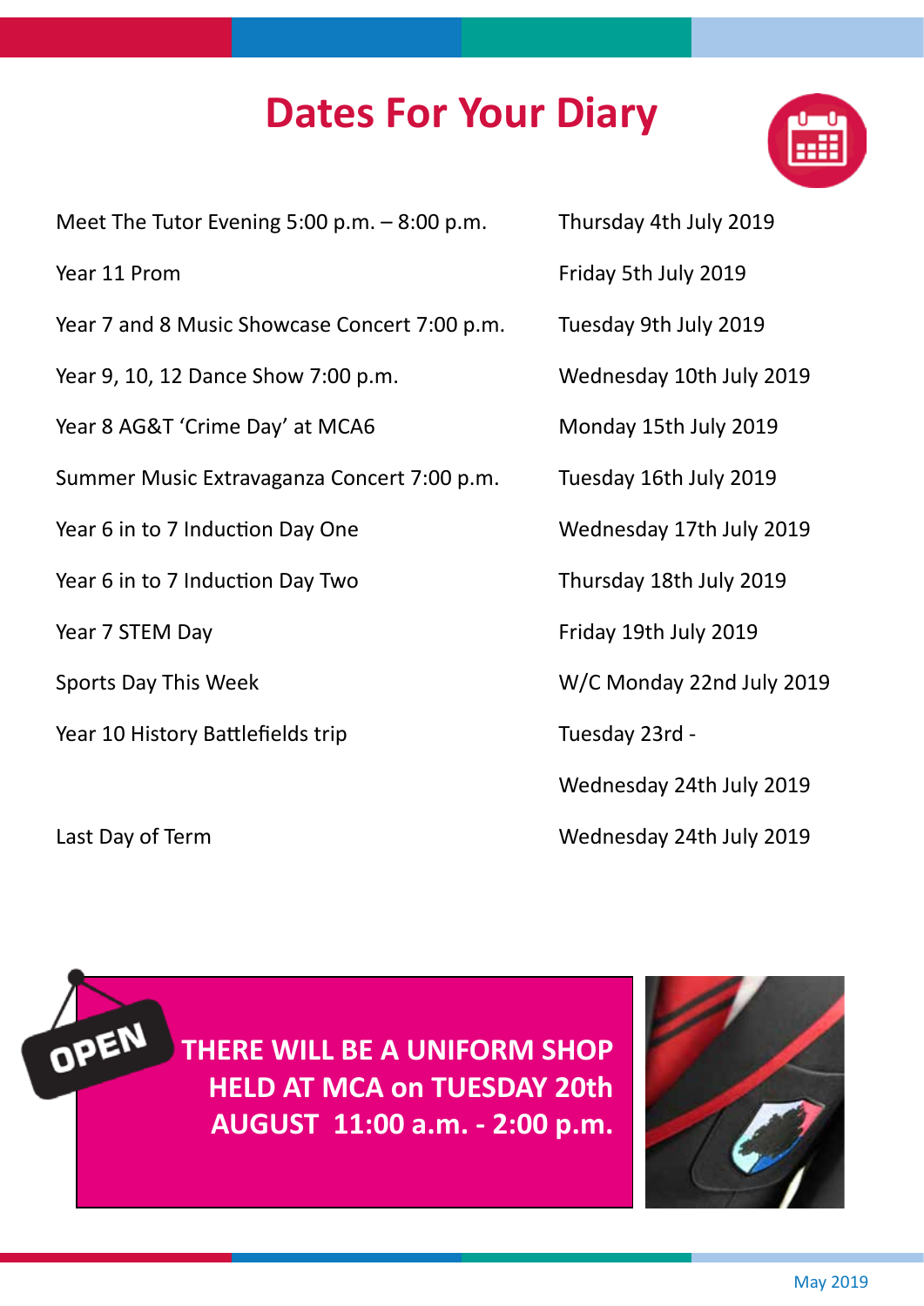# Dates For Your Diary

| | |
|---|---|
| Meet The Tutor Evening 5:00 p.m. – 8:00 p.m. | Thursday 4th July 2019 |
| Year 11 Prom | Friday 5th July 2019 |
| Year 7 and 8 Music Showcase Concert 7:00 p.m. | Tuesday 9th July 2019 |
| Year 9, 10, 12 Dance Show 7:00 p.m. | Wednesday 10th July 2019 |
| Year 8 AG&T 'Crime Day' at MCA6 | Monday 15th July 2019 |
| Summer Music Extravaganza Concert 7:00 p.m. | Tuesday 16th July 2019 |
| Year 6 in to 7 Induction Day One | Wednesday 17th July 2019 |
| Year 6 in to 7 Induction Day Two | Thursday 18th July 2019 |
| Year 7 STEM Day | Friday 19th July 2019 |
| Sports Day This Week | W/C Monday 22nd July 2019 |
| Year 10 History Battlefields trip | Tuesday 23rd - Wednesday 24th July 2019 |
| Last Day of Term | Wednesday 24th July 2019 |

OPEN

**THERE WILL BE A UNIFORM SHOP HELD AT MCA on TUESDAY 20th AUGUST 11:00 a.m. - 2:00 p.m.**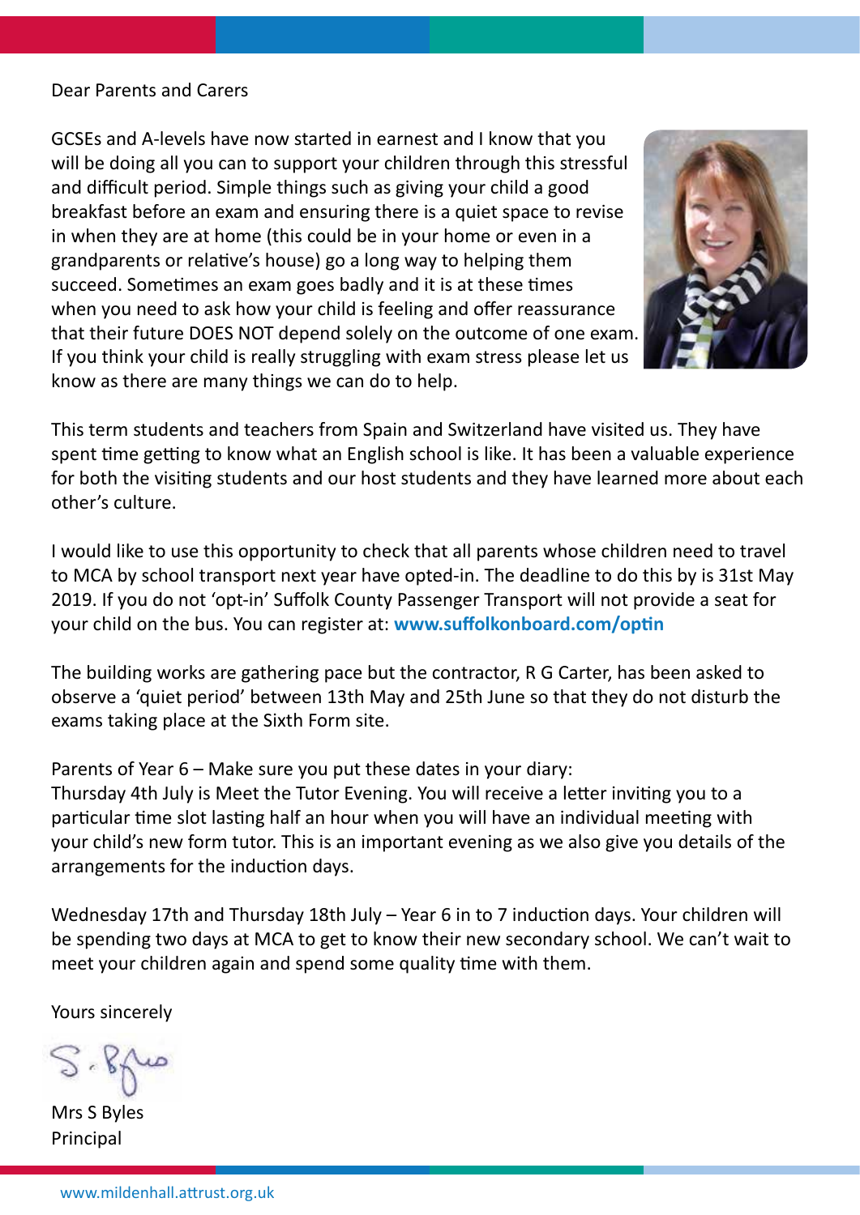Dear Parents and Carers

GCSEs and A-levels have now started in earnest and I know that you will be doing all you can to support your children through this stressful and difficult period. Simple things such as giving your child a good breakfast before an exam and ensuring there is a quiet space to revise in when they are at home (this could be in your home or even in a grandparents or relative's house) go a long way to helping them succeed. Sometimes an exam goes badly and it is at these times when you need to ask how your child is feeling and offer reassurance that their future DOES NOT depend solely on the outcome of one exam. If you think your child is really struggling with exam stress please let us know as there are many things we can do to help.

This term students and teachers from Spain and Switzerland have visited us. They have spent time getting to know what an English school is like. It has been a valuable experience for both the visiting students and our host students and they have learned more about each other's culture.

I would like to use this opportunity to check that all parents whose children need to travel to MCA by school transport next year have opted-in. The deadline to do this by is 31st May 2019. If you do not 'opt-in' Suffolk County Passenger Transport will not provide a seat for your child on the bus. You can register at: **www.suffolkonboard.com/optin**

The building works are gathering pace but the contractor, R G Carter, has been asked to observe a 'quiet period' between 13th May and 25th June so that they do not disturb the exams taking place at the Sixth Form site.

Parents of Year 6 – Make sure you put these dates in your diary:
Thursday 4th July is Meet the Tutor Evening. You will receive a letter inviting you to a particular time slot lasting half an hour when you will have an individual meeting with your child's new form tutor. This is an important evening as we also give you details of the arrangements for the induction days.

Wednesday 17th and Thursday 18th July – Year 6 in to 7 induction days. Your children will be spending two days at MCA to get to know their new secondary school. We can't wait to meet your children again and spend some quality time with them.

Yours sincerely

Mrs S Byles
Principal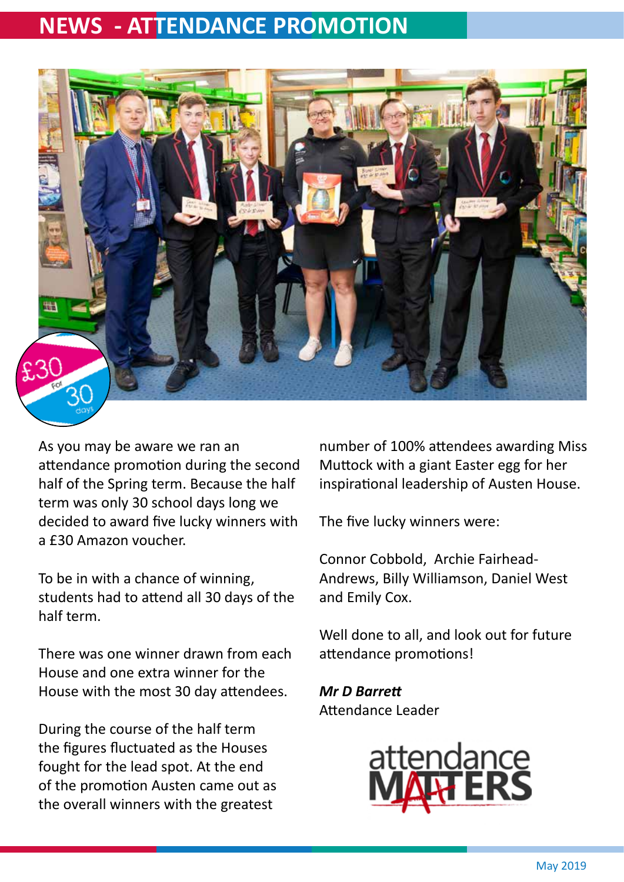# NEWS - ATTENDANCE PROMOTION

As you may be aware we ran an attendance promotion during the second half of the Spring term. Because the half term was only 30 school days long we decided to award five lucky winners with a £30 Amazon voucher.

To be in with a chance of winning, students had to attend all 30 days of the half term.

There was one winner drawn from each House and one extra winner for the House with the most 30 day attendees.

During the course of the half term the figures fluctuated as the Houses fought for the lead spot. At the end of the promotion Austen came out as the overall winners with the greatest number of 100% attendees awarding Miss Muttock with a giant Easter egg for her inspirational leadership of Austen House.

The five lucky winners were:

Connor Cobbold, Archie Fairhead-Andrews, Billy Williamson, Daniel West and Emily Cox.

Well done to all, and look out for future attendance promotions!

***Mr D Barrett***
Attendance Leader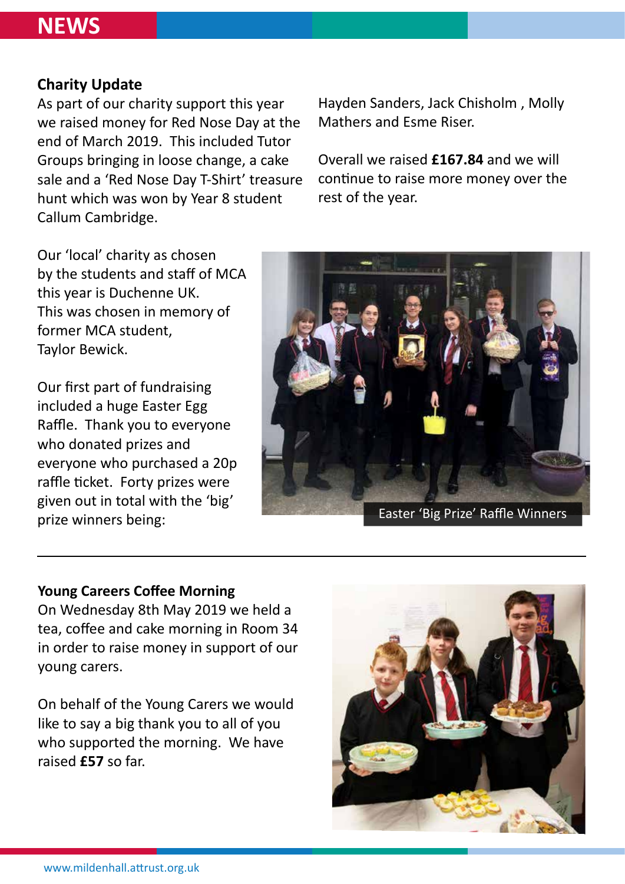# NEWS

## Charity Update

As part of our charity support this year we raised money for Red Nose Day at the end of March 2019. This included Tutor Groups bringing in loose change, a cake sale and a 'Red Nose Day T-Shirt' treasure hunt which was won by Year 8 student Callum Cambridge.

Our 'local' charity as chosen by the students and staff of MCA this year is Duchenne UK. This was chosen in memory of former MCA student, Taylor Bewick.

Our first part of fundraising included a huge Easter Egg Raffle. Thank you to everyone who donated prizes and everyone who purchased a 20p raffle ticket. Forty prizes were given out in total with the 'big' prize winners being:

Hayden Sanders, Jack Chisholm , Molly Mathers and Esme Riser.

Overall we raised **£167.84** and we will continue to raise more money over the rest of the year.

Easter 'Big Prize' Raffle Winners

---

## Young Careers Coffee Morning

On Wednesday 8th May 2019 we held a tea, coffee and cake morning in Room 34 in order to raise money in support of our young carers.

On behalf of the Young Carers we would like to say a big thank you to all of you who supported the morning. We have raised **£57** so far.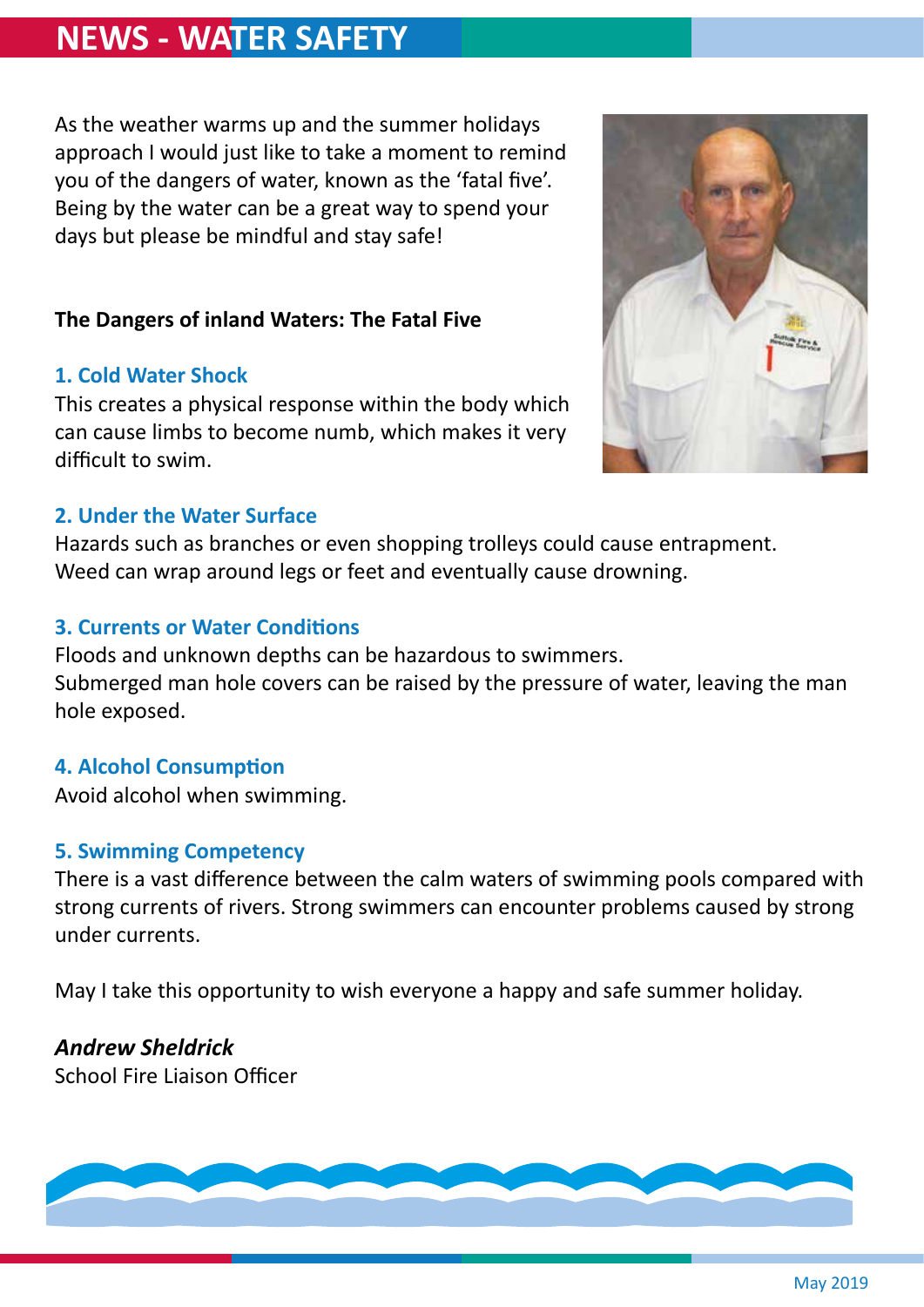# NEWS - WATER SAFETY

As the weather warms up and the summer holidays approach I would just like to take a moment to remind you of the dangers of water, known as the 'fatal five'. Being by the water can be a great way to spend your days but please be mindful and stay safe!

**The Dangers of inland Waters: The Fatal Five**

### 1. Cold Water Shock

This creates a physical response within the body which can cause limbs to become numb, which makes it very difficult to swim.

### 2. Under the Water Surface

Hazards such as branches or even shopping trolleys could cause entrapment.
Weed can wrap around legs or feet and eventually cause drowning.

### 3. Currents or Water Conditions

Floods and unknown depths can be hazardous to swimmers.
Submerged man hole covers can be raised by the pressure of water, leaving the man hole exposed.

### 4. Alcohol Consumption

Avoid alcohol when swimming.

### 5. Swimming Competency

There is a vast difference between the calm waters of swimming pools compared with strong currents of rivers. Strong swimmers can encounter problems caused by strong under currents.

May I take this opportunity to wish everyone a happy and safe summer holiday.

***Andrew Sheldrick***
School Fire Liaison Officer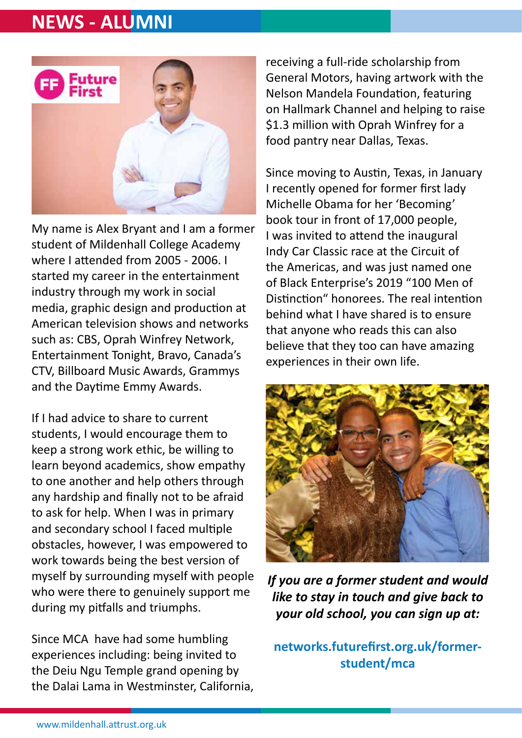# NEWS - ALUMNI

My name is Alex Bryant and I am a former student of Mildenhall College Academy where I attended from 2005 - 2006. I started my career in the entertainment industry through my work in social media, graphic design and production at American television shows and networks such as: CBS, Oprah Winfrey Network, Entertainment Tonight, Bravo, Canada's CTV, Billboard Music Awards, Grammys and the Daytime Emmy Awards.

If I had advice to share to current students, I would encourage them to keep a strong work ethic, be willing to learn beyond academics, show empathy to one another and help others through any hardship and finally not to be afraid to ask for help. When I was in primary and secondary school I faced multiple obstacles, however, I was empowered to work towards being the best version of myself by surrounding myself with people who were there to genuinely support me during my pitfalls and triumphs.

Since MCA have had some humbling experiences including: being invited to the Deiu Ngu Temple grand opening by the Dalai Lama in Westminster, California, receiving a full-ride scholarship from General Motors, having artwork with the Nelson Mandela Foundation, featuring on Hallmark Channel and helping to raise $1.3 million with Oprah Winfrey for a food pantry near Dallas, Texas.

Since moving to Austin, Texas, in January I recently opened for former first lady Michelle Obama for her 'Becoming' book tour in front of 17,000 people, I was invited to attend the inaugural Indy Car Classic race at the Circuit of the Americas, and was just named one of Black Enterprise's 2019 "100 Men of Distinction" honorees. The real intention behind what I have shared is to ensure that anyone who reads this can also believe that they too can have amazing experiences in their own life.

***If you are a former student and would like to stay in touch and give back to your old school, you can sign up at:***

**networks.futurefirst.org.uk/former-student/mca**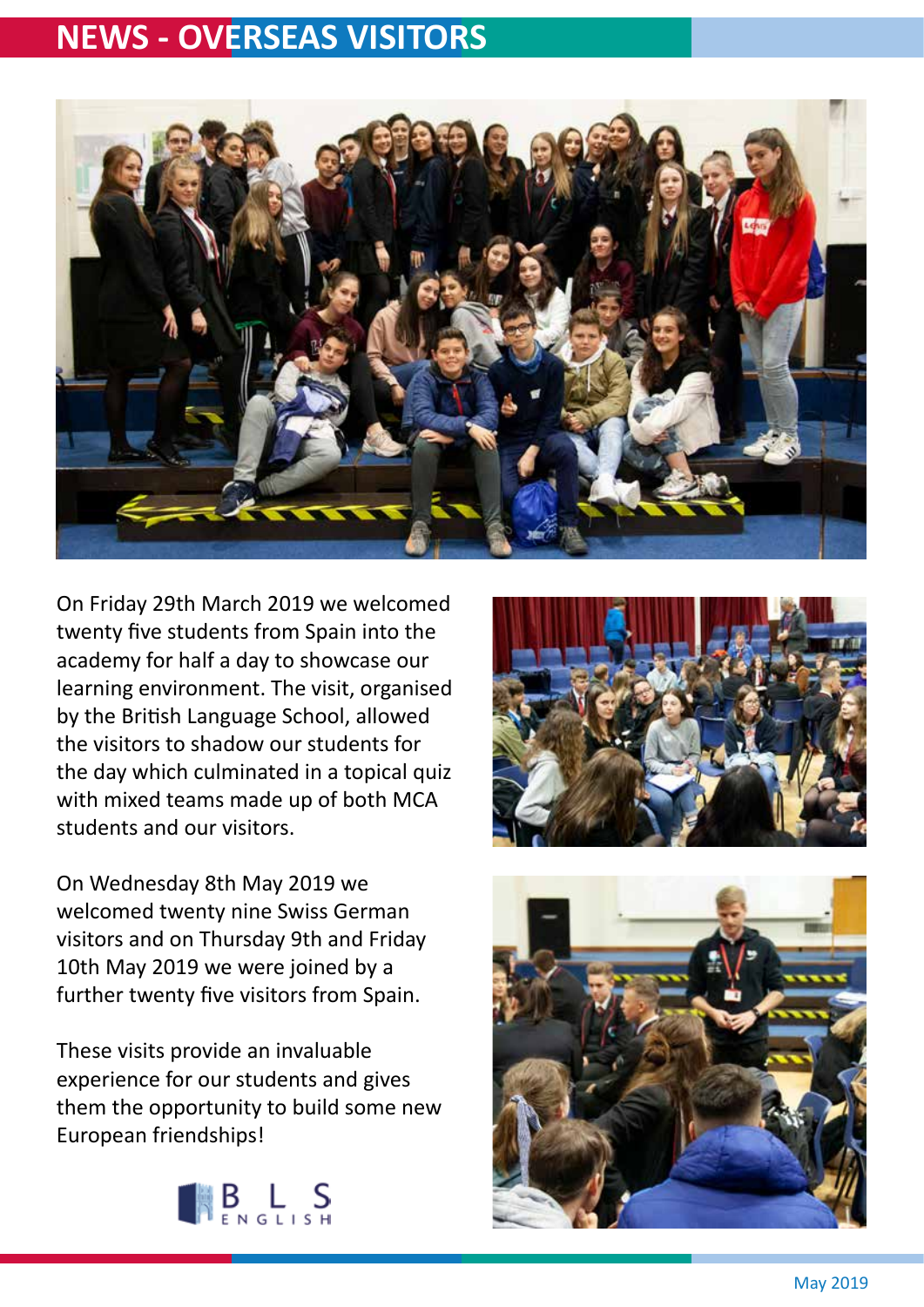# NEWS - OVERSEAS VISITORS

On Friday 29th March 2019 we welcomed twenty five students from Spain into the academy for half a day to showcase our learning environment. The visit, organised by the British Language School, allowed the visitors to shadow our students for the day which culminated in a topical quiz with mixed teams made up of both MCA students and our visitors.

On Wednesday 8th May 2019 we welcomed twenty nine Swiss German visitors and on Thursday 9th and Friday 10th May 2019 we were joined by a further twenty five visitors from Spain.

These visits provide an invaluable experience for our students and gives them the opportunity to build some new European friendships!

BLS ENGLISH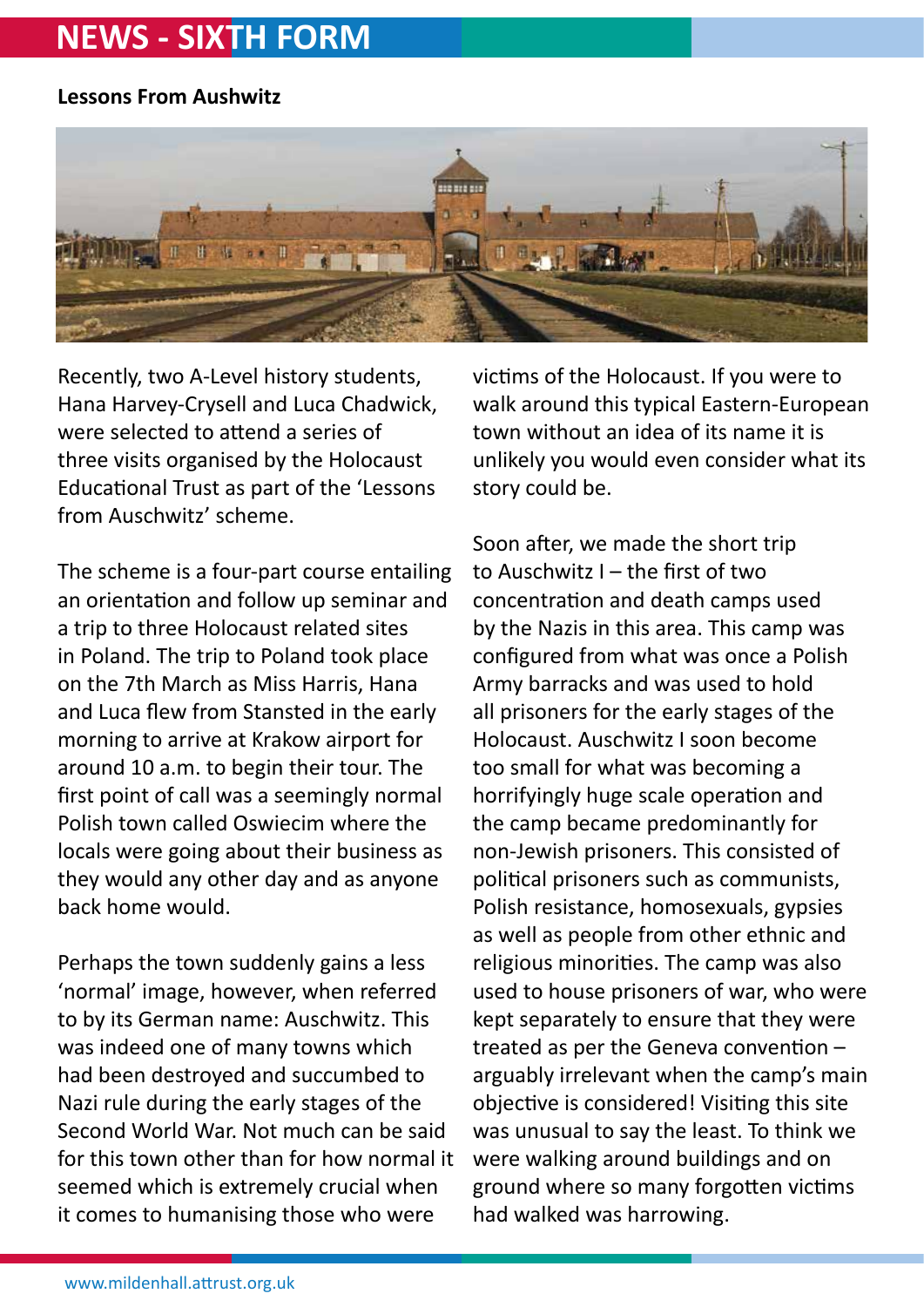# NEWS - SIXTH FORM

### Lessons From Aushwitz

Recently, two A-Level history students, Hana Harvey-Crysell and Luca Chadwick, were selected to attend a series of three visits organised by the Holocaust Educational Trust as part of the 'Lessons from Auschwitz' scheme.

The scheme is a four-part course entailing an orientation and follow up seminar and a trip to three Holocaust related sites in Poland. The trip to Poland took place on the 7th March as Miss Harris, Hana and Luca flew from Stansted in the early morning to arrive at Krakow airport for around 10 a.m. to begin their tour. The first point of call was a seemingly normal Polish town called Oswiecim where the locals were going about their business as they would any other day and as anyone back home would.

Perhaps the town suddenly gains a less 'normal' image, however, when referred to by its German name: Auschwitz. This was indeed one of many towns which had been destroyed and succumbed to Nazi rule during the early stages of the Second World War. Not much can be said for this town other than for how normal it seemed which is extremely crucial when it comes to humanising those who were victims of the Holocaust. If you were to walk around this typical Eastern-European town without an idea of its name it is unlikely you would even consider what its story could be.

Soon after, we made the short trip to Auschwitz I – the first of two concentration and death camps used by the Nazis in this area. This camp was configured from what was once a Polish Army barracks and was used to hold all prisoners for the early stages of the Holocaust. Auschwitz I soon become too small for what was becoming a horrifyingly huge scale operation and the camp became predominantly for non-Jewish prisoners. This consisted of political prisoners such as communists, Polish resistance, homosexuals, gypsies as well as people from other ethnic and religious minorities. The camp was also used to house prisoners of war, who were kept separately to ensure that they were treated as per the Geneva convention – arguably irrelevant when the camp's main objective is considered! Visiting this site was unusual to say the least. To think we were walking around buildings and on ground where so many forgotten victims had walked was harrowing.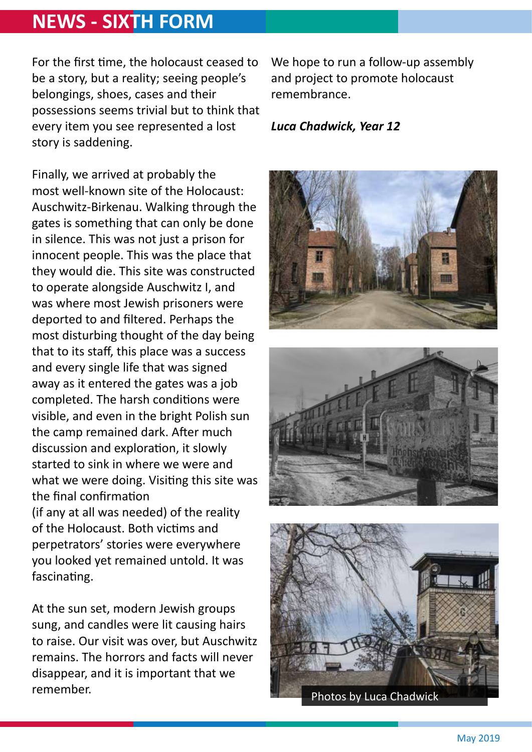# NEWS - SIXTH FORM

For the first time, the holocaust ceased to be a story, but a reality; seeing people's belongings, shoes, cases and their possessions seems trivial but to think that every item you see represented a lost story is saddening.

Finally, we arrived at probably the most well-known site of the Holocaust: Auschwitz-Birkenau. Walking through the gates is something that can only be done in silence. This was not just a prison for innocent people. This was the place that they would die. This site was constructed to operate alongside Auschwitz I, and was where most Jewish prisoners were deported to and filtered. Perhaps the most disturbing thought of the day being that to its staff, this place was a success and every single life that was signed away as it entered the gates was a job completed. The harsh conditions were visible, and even in the bright Polish sun the camp remained dark. After much discussion and exploration, it slowly started to sink in where we were and what we were doing. Visiting this site was the final confirmation (if any at all was needed) of the reality of the Holocaust. Both victims and perpetrators' stories were everywhere you looked yet remained untold. It was fascinating.

At the sun set, modern Jewish groups sung, and candles were lit causing hairs to raise. Our visit was over, but Auschwitz remains. The horrors and facts will never disappear, and it is important that we remember.

We hope to run a follow-up assembly and project to promote holocaust remembrance.

***Luca Chadwick, Year 12***

Photos by Luca Chadwick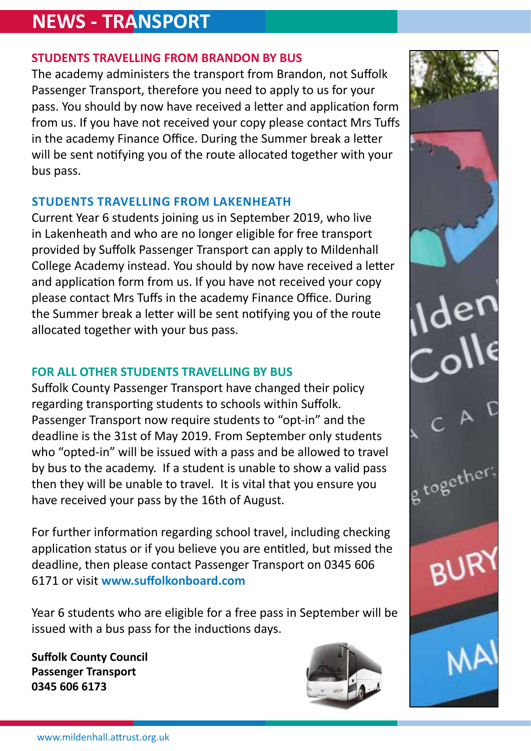# NEWS - TRANSPORT

## STUDENTS TRAVELLING FROM BRANDON BY BUS

The academy administers the transport from Brandon, not Suffolk Passenger Transport, therefore you need to apply to us for your pass. You should by now have received a letter and application form from us. If you have not received your copy please contact Mrs Tuffs in the academy Finance Office. During the Summer break a letter will be sent notifying you of the route allocated together with your bus pass.

## STUDENTS TRAVELLING FROM LAKENHEATH

Current Year 6 students joining us in September 2019, who live in Lakenheath and who are no longer eligible for free transport provided by Suffolk Passenger Transport can apply to Mildenhall College Academy instead. You should by now have received a letter and application form from us. If you have not received your copy please contact Mrs Tuffs in the academy Finance Office. During the Summer break a letter will be sent notifying you of the route allocated together with your bus pass.

## FOR ALL OTHER STUDENTS TRAVELLING BY BUS

Suffolk County Passenger Transport have changed their policy regarding transporting students to schools within Suffolk. Passenger Transport now require students to "opt-in" and the deadline is the 31st of May 2019. From September only students who "opted-in" will be issued with a pass and be allowed to travel by bus to the academy. If a student is unable to show a valid pass then they will be unable to travel. It is vital that you ensure you have received your pass by the 16th of August.

For further information regarding school travel, including checking application status or if you believe you are entitled, but missed the deadline, then please contact Passenger Transport on 0345 606 6171 or visit **www.suffolkonboard.com**

Year 6 students who are eligible for a free pass in September will be issued with a bus pass for the inductions days.

**Suffolk County Council**
**Passenger Transport**
**0345 606 6173**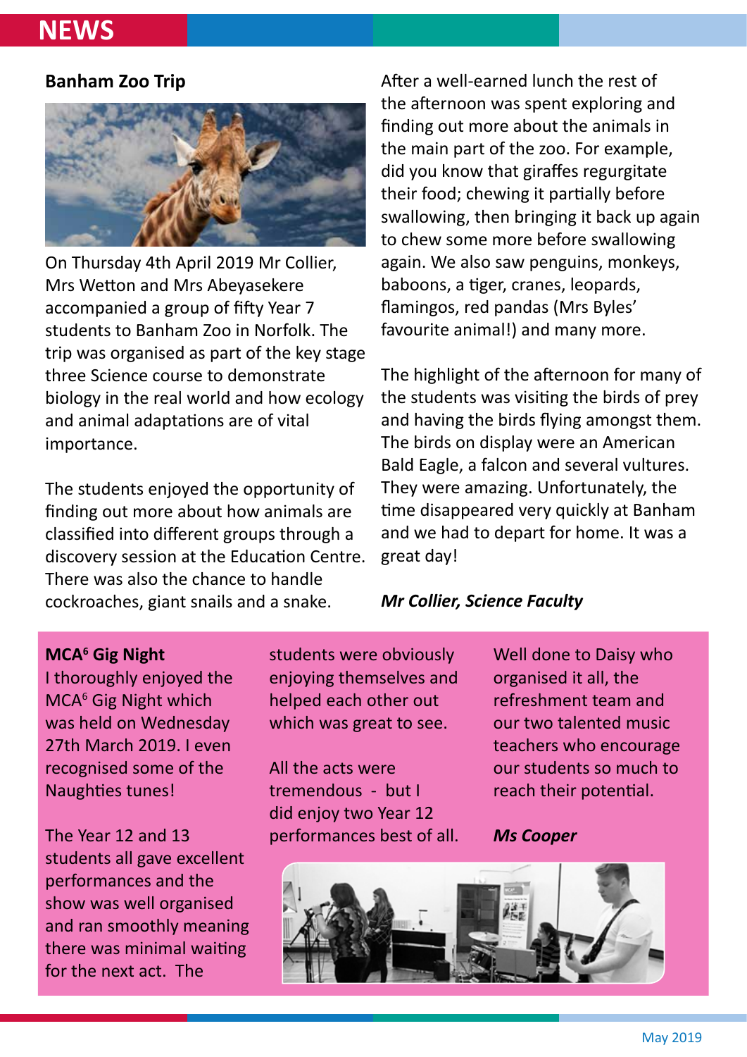# NEWS

## Banham Zoo Trip

On Thursday 4th April 2019 Mr Collier, Mrs Wetton and Mrs Abeyasekere accompanied a group of fifty Year 7 students to Banham Zoo in Norfolk. The trip was organised as part of the key stage three Science course to demonstrate biology in the real world and how ecology and animal adaptations are of vital importance.

The students enjoyed the opportunity of finding out more about how animals are classified into different groups through a discovery session at the Education Centre. There was also the chance to handle cockroaches, giant snails and a snake.

After a well-earned lunch the rest of the afternoon was spent exploring and finding out more about the animals in the main part of the zoo. For example, did you know that giraffes regurgitate their food; chewing it partially before swallowing, then bringing it back up again to chew some more before swallowing again. We also saw penguins, monkeys, baboons, a tiger, cranes, leopards, flamingos, red pandas (Mrs Byles' favourite animal!) and many more.

The highlight of the afternoon for many of the students was visiting the birds of prey and having the birds flying amongst them. The birds on display were an American Bald Eagle, a falcon and several vultures. They were amazing. Unfortunately, the time disappeared very quickly at Banham and we had to depart for home. It was a great day!

***Mr Collier, Science Faculty***

## MCA$^6$ Gig Night

I thoroughly enjoyed the MCA$^6$ Gig Night which was held on Wednesday 27th March 2019. I even recognised some of the Naughties tunes!

The Year 12 and 13 students all gave excellent performances and the show was well organised and ran smoothly meaning there was minimal waiting for the next act. The students were obviously enjoying themselves and helped each other out which was great to see.

All the acts were tremendous - but I did enjoy two Year 12 performances best of all.

Well done to Daisy who organised it all, the refreshment team and our two talented music teachers who encourage our students so much to reach their potential.

***Ms Cooper***

May 2019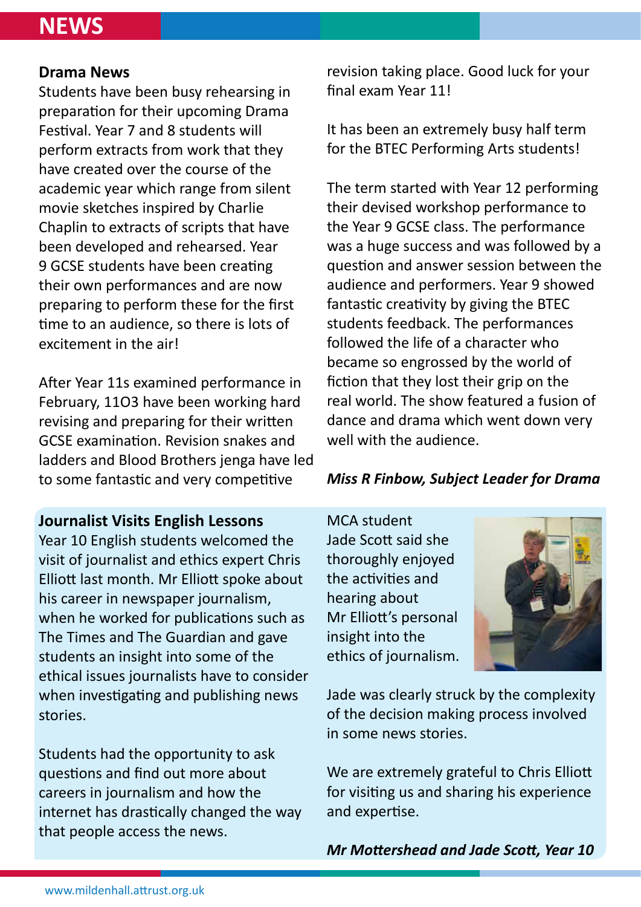# NEWS

## Drama News

Students have been busy rehearsing in preparation for their upcoming Drama Festival. Year 7 and 8 students will perform extracts from work that they have created over the course of the academic year which range from silent movie sketches inspired by Charlie Chaplin to extracts of scripts that have been developed and rehearsed. Year 9 GCSE students have been creating their own performances and are now preparing to perform these for the first time to an audience, so there is lots of excitement in the air!

After Year 11s examined performance in February, 11O3 have been working hard revising and preparing for their written GCSE examination. Revision snakes and ladders and Blood Brothers jenga have led to some fantastic and very competitive revision taking place. Good luck for your final exam Year 11!

It has been an extremely busy half term for the BTEC Performing Arts students!

The term started with Year 12 performing their devised workshop performance to the Year 9 GCSE class. The performance was a huge success and was followed by a question and answer session between the audience and performers. Year 9 showed fantastic creativity by giving the BTEC students feedback. The performances followed the life of a character who became so engrossed by the world of fiction that they lost their grip on the real world. The show featured a fusion of dance and drama which went down very well with the audience.

***Miss R Finbow, Subject Leader for Drama***

## Journalist Visits English Lessons

Year 10 English students welcomed the visit of journalist and ethics expert Chris Elliott last month. Mr Elliott spoke about his career in newspaper journalism, when he worked for publications such as The Times and The Guardian and gave students an insight into some of the ethical issues journalists have to consider when investigating and publishing news stories.

Students had the opportunity to ask questions and find out more about careers in journalism and how the internet has drastically changed the way that people access the news.

MCA student Jade Scott said she thoroughly enjoyed the activities and hearing about Mr Elliott's personal insight into the ethics of journalism.

Jade was clearly struck by the complexity of the decision making process involved in some news stories.

We are extremely grateful to Chris Elliott for visiting us and sharing his experience and expertise.

***Mr Mottershead and Jade Scott, Year 10***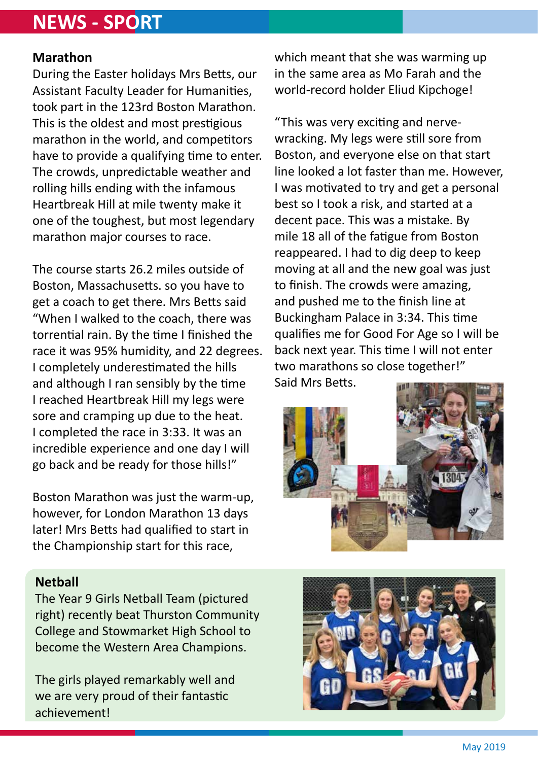# NEWS - SPORT

## Marathon

During the Easter holidays Mrs Betts, our Assistant Faculty Leader for Humanities, took part in the 123rd Boston Marathon. This is the oldest and most prestigious marathon in the world, and competitors have to provide a qualifying time to enter. The crowds, unpredictable weather and rolling hills ending with the infamous Heartbreak Hill at mile twenty make it one of the toughest, but most legendary marathon major courses to race.

The course starts 26.2 miles outside of Boston, Massachusetts. so you have to get a coach to get there. Mrs Betts said "When I walked to the coach, there was torrential rain. By the time I finished the race it was 95% humidity, and 22 degrees. I completely underestimated the hills and although I ran sensibly by the time I reached Heartbreak Hill my legs were sore and cramping up due to the heat. I completed the race in 3:33. It was an incredible experience and one day I will go back and be ready for those hills!"

Boston Marathon was just the warm-up, however, for London Marathon 13 days later! Mrs Betts had qualified to start in the Championship start for this race, which meant that she was warming up in the same area as Mo Farah and the world-record holder Eliud Kipchoge!

"This was very exciting and nerve-wracking. My legs were still sore from Boston, and everyone else on that start line looked a lot faster than me. However, I was motivated to try and get a personal best so I took a risk, and started at a decent pace. This was a mistake. By mile 18 all of the fatigue from Boston reappeared. I had to dig deep to keep moving at all and the new goal was just to finish. The crowds were amazing, and pushed me to the finish line at Buckingham Palace in 3:34. This time qualifies me for Good For Age so I will be back next year. This time I will not enter two marathons so close together!" Said Mrs Betts.

## Netball

The Year 9 Girls Netball Team (pictured right) recently beat Thurston Community College and Stowmarket High School to become the Western Area Champions.

The girls played remarkably well and we are very proud of their fantastic achievement!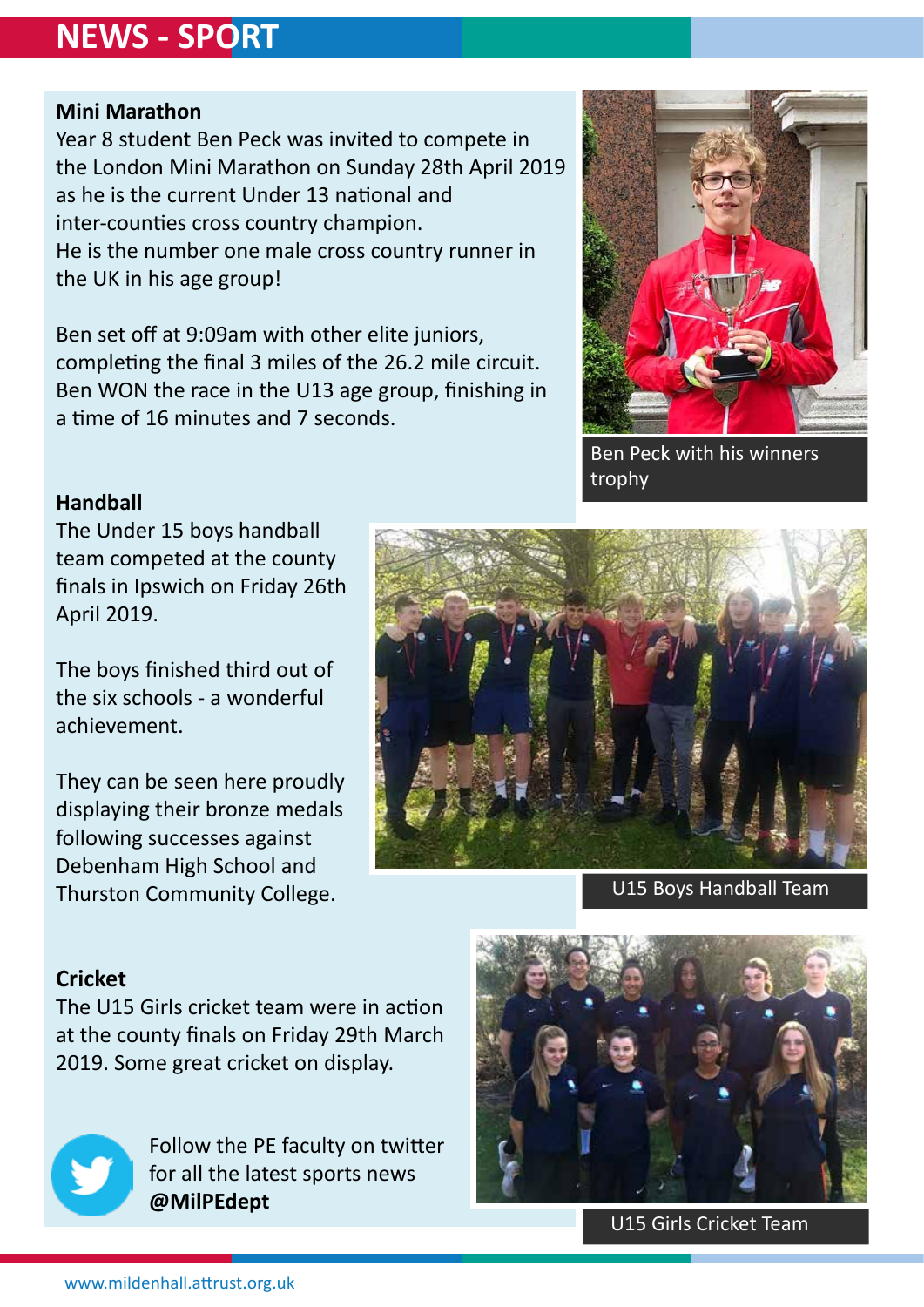# NEWS - SPORT

### Mini Marathon

Year 8 student Ben Peck was invited to compete in the London Mini Marathon on Sunday 28th April 2019 as he is the current Under 13 national and inter-counties cross country champion.
He is the number one male cross country runner in the UK in his age group!

Ben set off at 9:09am with other elite juniors, completing the final 3 miles of the 26.2 mile circuit. Ben WON the race in the U13 age group, finishing in a time of 16 minutes and 7 seconds.

Ben Peck with his winners trophy

### Handball

The Under 15 boys handball team competed at the county finals in Ipswich on Friday 26th April 2019.

The boys finished third out of the six schools - a wonderful achievement.

They can be seen here proudly displaying their bronze medals following successes against Debenham High School and Thurston Community College.

U15 Boys Handball Team

### Cricket

The U15 Girls cricket team were in action at the county finals on Friday 29th March 2019. Some great cricket on display.

Follow the PE faculty on twitter for all the latest sports news **@MilPEdept**

U15 Girls Cricket Team

www.mildenhall.attrust.org.uk